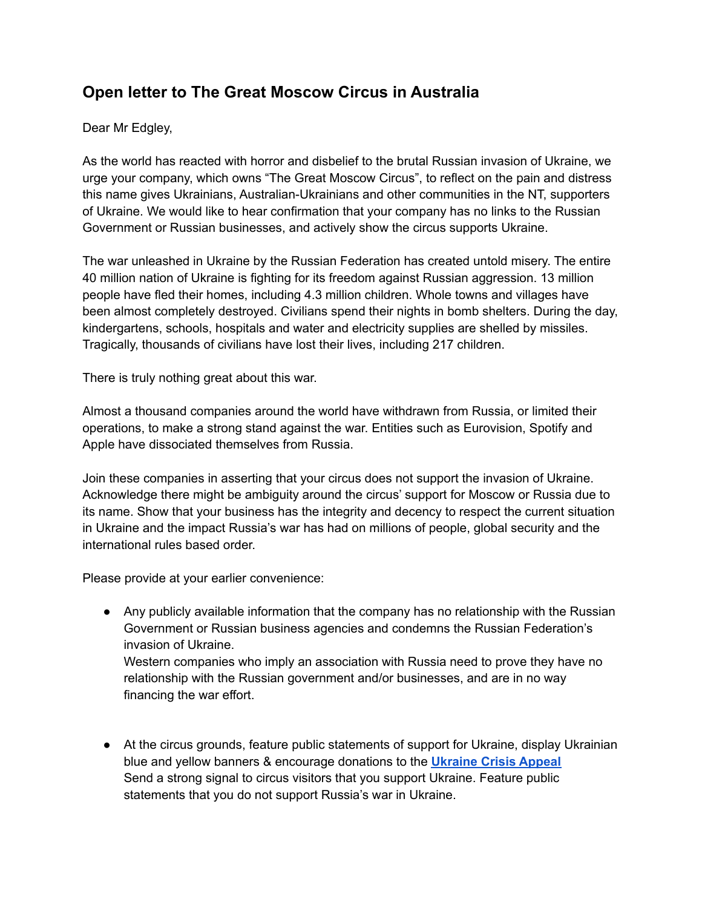## Open letter to The Great Moscow Circus in Australia

Dear Mr Edgley,

As the world has reacted with horror and disbelief to the brutal Russian invasion of Ukraine, we urge your company, which owns "The Great Moscow Circus", to reflect on the pain and distress this name gives Ukrainians, Australian-Ukrainians and other communities in the NT, supporters of Ukraine. We would like to hear confirmation that your company has no links to the Russian Government or Russian businesses, and actively show the circus supports Ukraine.

The war unleashed in Ukraine by the Russian Federation has created untold misery. The entire 40 million nation of Ukraine is fighting for its freedom against Russian aggression. 13 million people have fled their homes, including 4.3 million children. Whole towns and villages have been almost completely destroyed. Civilians spend their nights in bomb shelters. During the day, kindergartens, schools, hospitals and water and electricity supplies are shelled by missiles. Tragically, thousands of civilians have lost their lives, including 217 children.

There is truly nothing great about this war.

Almost a thousand companies around the world have withdrawn from Russia, or limited their operations, to make a strong stand against the war. Entities such as Eurovision, Spotify and Apple have dissociated themselves from Russia.

Join these companies in asserting that your circus does not support the invasion of Ukraine. Acknowledge there might be ambiguity around the circus' support for Moscow or Russia due to its name. Show that your business has the integrity and decency to respect the current situation in Ukraine and the impact Russia's war has had on millions of people, global security and the international rules based order.

Please provide at your earlier convenience:

- Any publicly available information that the company has no relationship with the Russian Government or Russian business agencies and condemns the Russian Federation's invasion of Ukraine.
  Western companies who imply an association with Russia need to prove they have no relationship with the Russian government and/or businesses, and are in no way financing the war effort.

- At the circus grounds, feature public statements of support for Ukraine, display Ukrainian blue and yellow banners & encourage donations to the **Ukraine Crisis Appeal**
  Send a strong signal to circus visitors that you support Ukraine. Feature public statements that you do not support Russia's war in Ukraine.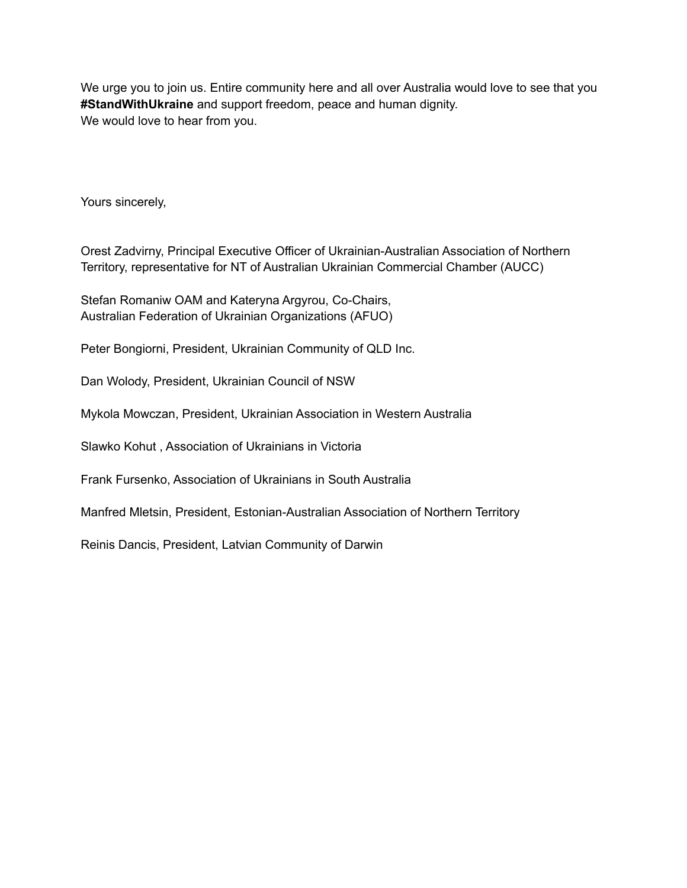We urge you to join us. Entire community here and all over Australia would love to see that you **#StandWithUkraine** and support freedom, peace and human dignity.
We would love to hear from you.

Yours sincerely,

Orest Zadvirny, Principal Executive Officer of Ukrainian-Australian Association of Northern Territory, representative for NT of Australian Ukrainian Commercial Chamber (AUCC)

Stefan Romaniw OAM and Kateryna Argyrou, Co-Chairs,
Australian Federation of Ukrainian Organizations (AFUO)

Peter Bongiorni, President, Ukrainian Community of QLD Inc.

Dan Wolody, President, Ukrainian Council of NSW

Mykola Mowczan, President, Ukrainian Association in Western Australia

Slawko Kohut , Association of Ukrainians in Victoria

Frank Fursenko, Association of Ukrainians in South Australia

Manfred Mletsin, President, Estonian-Australian Association of Northern Territory

Reinis Dancis, President, Latvian Community of Darwin